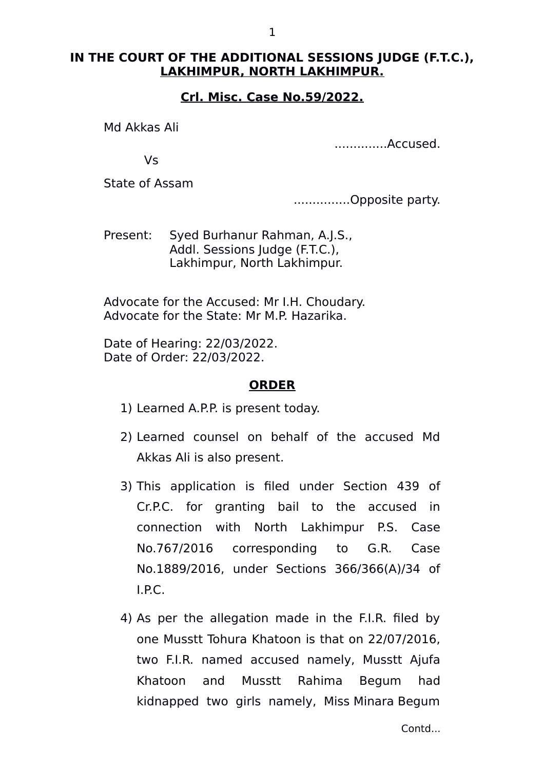**IN THE COURT OF THE ADDITIONAL SESSIONS JUDGE (F.T.C.), LAKHIMPUR, NORTH LAKHIMPUR.**

**Crl. Misc. Case No.59/2022.**

Md Akkas Ali

.............Accused.

Vs

State of Assam

..............Opposite party.

Present: Syed Burhanur Rahman, A.J.S.,
Addl. Sessions Judge (F.T.C.),
Lakhimpur, North Lakhimpur.

Advocate for the Accused: Mr I.H. Choudary.
Advocate for the State: Mr M.P. Hazarika.

Date of Hearing: 22/03/2022.
Date of Order: 22/03/2022.

## ORDER

1) Learned A.P.P. is present today.

2) Learned counsel on behalf of the accused Md Akkas Ali is also present.

3) This application is filed under Section 439 of Cr.P.C. for granting bail to the accused in connection with North Lakhimpur P.S. Case No.767/2016 corresponding to G.R. Case No.1889/2016, under Sections 366/366(A)/34 of I.P.C.

4) As per the allegation made in the F.I.R. filed by one Musstt Tohura Khatoon is that on 22/07/2016, two F.I.R. named accused namely, Musstt Ajufa Khatoon and Musstt Rahima Begum had kidnapped two girls namely, Miss Minara Begum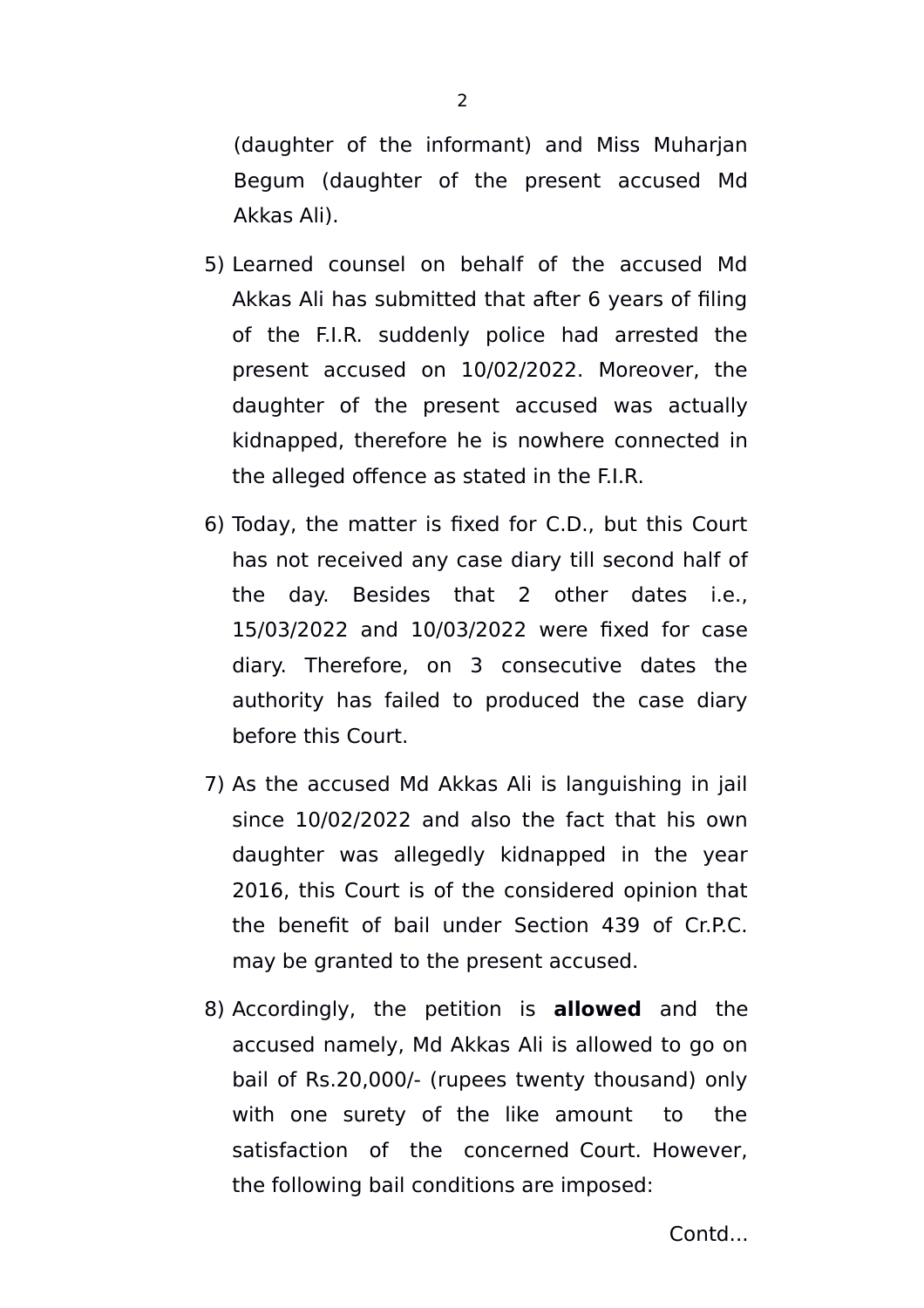(daughter of the informant) and Miss Muharjan Begum (daughter of the present accused Md Akkas Ali).

5) Learned counsel on behalf of the accused Md Akkas Ali has submitted that after 6 years of filing of the F.I.R. suddenly police had arrested the present accused on 10/02/2022. Moreover, the daughter of the present accused was actually kidnapped, therefore he is nowhere connected in the alleged offence as stated in the F.I.R.

6) Today, the matter is fixed for C.D., but this Court has not received any case diary till second half of the day. Besides that 2 other dates i.e., 15/03/2022 and 10/03/2022 were fixed for case diary. Therefore, on 3 consecutive dates the authority has failed to produced the case diary before this Court.

7) As the accused Md Akkas Ali is languishing in jail since 10/02/2022 and also the fact that his own daughter was allegedly kidnapped in the year 2016, this Court is of the considered opinion that the benefit of bail under Section 439 of Cr.P.C. may be granted to the present accused.

8) Accordingly, the petition is **allowed** and the accused namely, Md Akkas Ali is allowed to go on bail of Rs.20,000/- (rupees twenty thousand) only with one surety of the like amount to the satisfaction of the concerned Court. However, the following bail conditions are imposed:

Contd...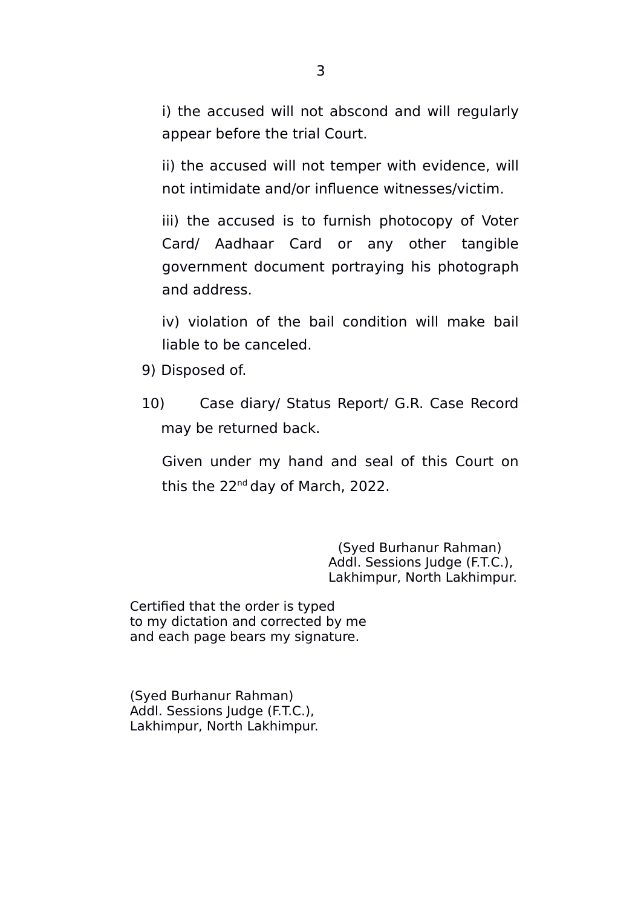i) the accused will not abscond and will regularly appear before the trial Court.

ii) the accused will not temper with evidence, will not intimidate and/or influence witnesses/victim.

iii) the accused is to furnish photocopy of Voter Card/ Aadhaar Card or any other tangible government document portraying his photograph and address.

iv) violation of the bail condition will make bail liable to be canceled.

9) Disposed of.

10) Case diary/ Status Report/ G.R. Case Record may be returned back.

Given under my hand and seal of this Court on this the 22nd day of March, 2022.

(Syed Burhanur Rahman)
Addl. Sessions Judge (F.T.C.),
Lakhimpur, North Lakhimpur.

Certified that the order is typed
to my dictation and corrected by me
and each page bears my signature.

(Syed Burhanur Rahman)
Addl. Sessions Judge (F.T.C.),
Lakhimpur, North Lakhimpur.